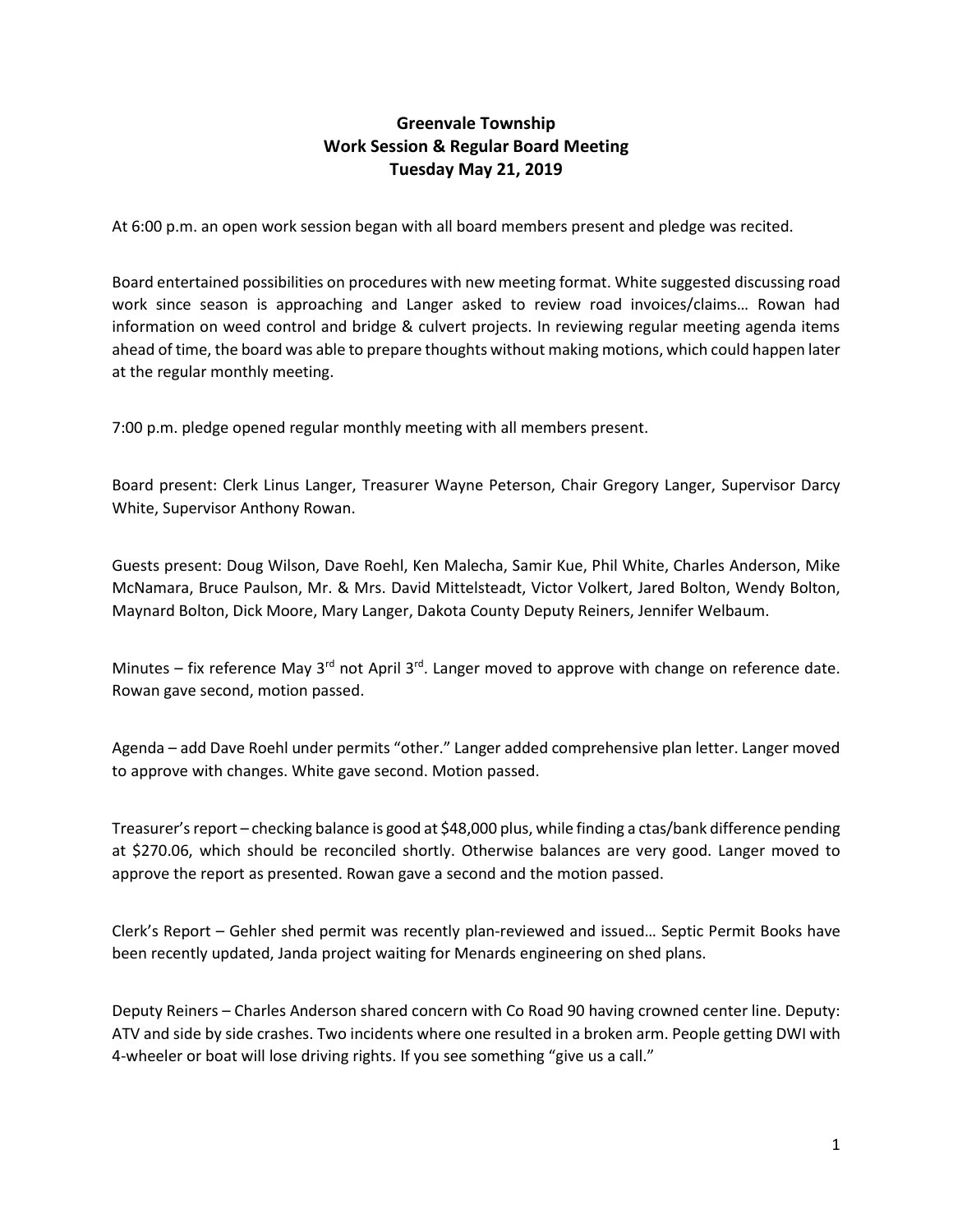# Greenvale Township
## Work Session & Regular Board Meeting
## Tuesday May 21, 2019

At 6:00 p.m. an open work session began with all board members present and pledge was recited.

Board entertained possibilities on procedures with new meeting format. White suggested discussing road work since season is approaching and Langer asked to review road invoices/claims… Rowan had information on weed control and bridge & culvert projects. In reviewing regular meeting agenda items ahead of time, the board was able to prepare thoughts without making motions, which could happen later at the regular monthly meeting.

7:00 p.m. pledge opened regular monthly meeting with all members present.

Board present: Clerk Linus Langer, Treasurer Wayne Peterson, Chair Gregory Langer, Supervisor Darcy White, Supervisor Anthony Rowan.

Guests present: Doug Wilson, Dave Roehl, Ken Malecha, Samir Kue, Phil White, Charles Anderson, Mike McNamara, Bruce Paulson, Mr. & Mrs. David Mittelsteadt, Victor Volkert, Jared Bolton, Wendy Bolton, Maynard Bolton, Dick Moore, Mary Langer, Dakota County Deputy Reiners, Jennifer Welbaum.

Minutes – fix reference May 3rd not April 3rd. Langer moved to approve with change on reference date. Rowan gave second, motion passed.

Agenda – add Dave Roehl under permits "other." Langer added comprehensive plan letter. Langer moved to approve with changes. White gave second. Motion passed.

Treasurer's report – checking balance is good at $48,000 plus, while finding a ctas/bank difference pending at $270.06, which should be reconciled shortly. Otherwise balances are very good. Langer moved to approve the report as presented. Rowan gave a second and the motion passed.

Clerk's Report – Gehler shed permit was recently plan-reviewed and issued… Septic Permit Books have been recently updated, Janda project waiting for Menards engineering on shed plans.

Deputy Reiners – Charles Anderson shared concern with Co Road 90 having crowned center line. Deputy: ATV and side by side crashes. Two incidents where one resulted in a broken arm. People getting DWI with 4-wheeler or boat will lose driving rights. If you see something "give us a call."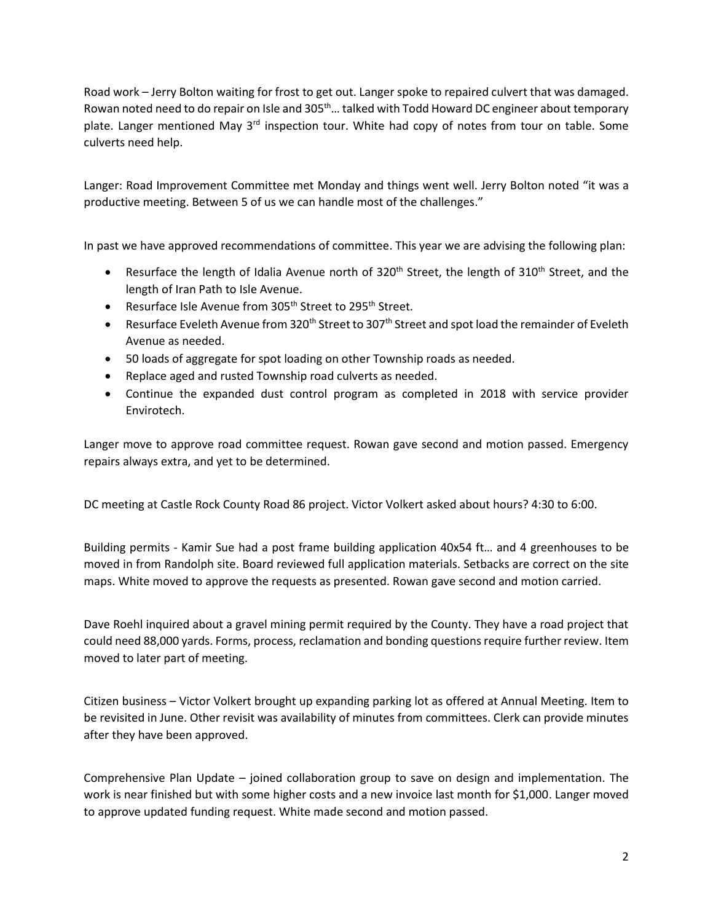Road work – Jerry Bolton waiting for frost to get out. Langer spoke to repaired culvert that was damaged. Rowan noted need to do repair on Isle and 305th… talked with Todd Howard DC engineer about temporary plate. Langer mentioned May 3rd inspection tour. White had copy of notes from tour on table. Some culverts need help.

Langer: Road Improvement Committee met Monday and things went well. Jerry Bolton noted "it was a productive meeting. Between 5 of us we can handle most of the challenges."

In past we have approved recommendations of committee. This year we are advising the following plan:

- Resurface the length of Idalia Avenue north of 320th Street, the length of 310th Street, and the length of Iran Path to Isle Avenue.
- Resurface Isle Avenue from 305th Street to 295th Street.
- Resurface Eveleth Avenue from 320th Street to 307th Street and spot load the remainder of Eveleth Avenue as needed.
- 50 loads of aggregate for spot loading on other Township roads as needed.
- Replace aged and rusted Township road culverts as needed.
- Continue the expanded dust control program as completed in 2018 with service provider Envirotech.

Langer move to approve road committee request. Rowan gave second and motion passed. Emergency repairs always extra, and yet to be determined.

DC meeting at Castle Rock County Road 86 project. Victor Volkert asked about hours? 4:30 to 6:00.

Building permits - Kamir Sue had a post frame building application 40x54 ft… and 4 greenhouses to be moved in from Randolph site. Board reviewed full application materials. Setbacks are correct on the site maps. White moved to approve the requests as presented. Rowan gave second and motion carried.

Dave Roehl inquired about a gravel mining permit required by the County. They have a road project that could need 88,000 yards. Forms, process, reclamation and bonding questions require further review. Item moved to later part of meeting.

Citizen business – Victor Volkert brought up expanding parking lot as offered at Annual Meeting. Item to be revisited in June. Other revisit was availability of minutes from committees. Clerk can provide minutes after they have been approved.

Comprehensive Plan Update – joined collaboration group to save on design and implementation. The work is near finished but with some higher costs and a new invoice last month for $1,000. Langer moved to approve updated funding request. White made second and motion passed.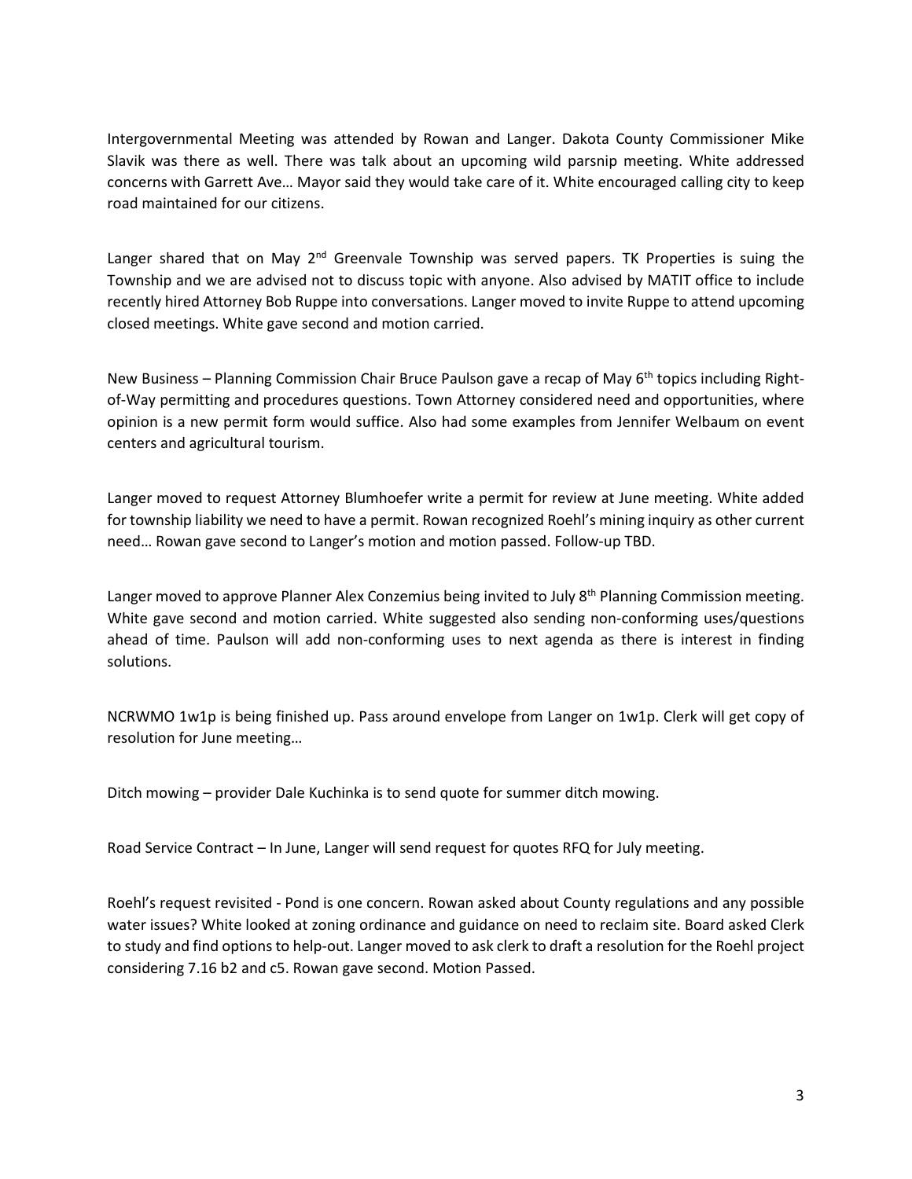Intergovernmental Meeting was attended by Rowan and Langer. Dakota County Commissioner Mike Slavik was there as well. There was talk about an upcoming wild parsnip meeting. White addressed concerns with Garrett Ave… Mayor said they would take care of it. White encouraged calling city to keep road maintained for our citizens.

Langer shared that on May 2nd Greenvale Township was served papers. TK Properties is suing the Township and we are advised not to discuss topic with anyone. Also advised by MATIT office to include recently hired Attorney Bob Ruppe into conversations. Langer moved to invite Ruppe to attend upcoming closed meetings. White gave second and motion carried.

New Business – Planning Commission Chair Bruce Paulson gave a recap of May 6th topics including Right-of-Way permitting and procedures questions. Town Attorney considered need and opportunities, where opinion is a new permit form would suffice. Also had some examples from Jennifer Welbaum on event centers and agricultural tourism.

Langer moved to request Attorney Blumhoefer write a permit for review at June meeting. White added for township liability we need to have a permit. Rowan recognized Roehl's mining inquiry as other current need… Rowan gave second to Langer's motion and motion passed. Follow-up TBD.

Langer moved to approve Planner Alex Conzemius being invited to July 8th Planning Commission meeting. White gave second and motion carried. White suggested also sending non-conforming uses/questions ahead of time. Paulson will add non-conforming uses to next agenda as there is interest in finding solutions.

NCRWMO 1w1p is being finished up. Pass around envelope from Langer on 1w1p. Clerk will get copy of resolution for June meeting…

Ditch mowing – provider Dale Kuchinka is to send quote for summer ditch mowing.

Road Service Contract – In June, Langer will send request for quotes RFQ for July meeting.

Roehl's request revisited - Pond is one concern. Rowan asked about County regulations and any possible water issues? White looked at zoning ordinance and guidance on need to reclaim site. Board asked Clerk to study and find options to help-out. Langer moved to ask clerk to draft a resolution for the Roehl project considering 7.16 b2 and c5. Rowan gave second. Motion Passed.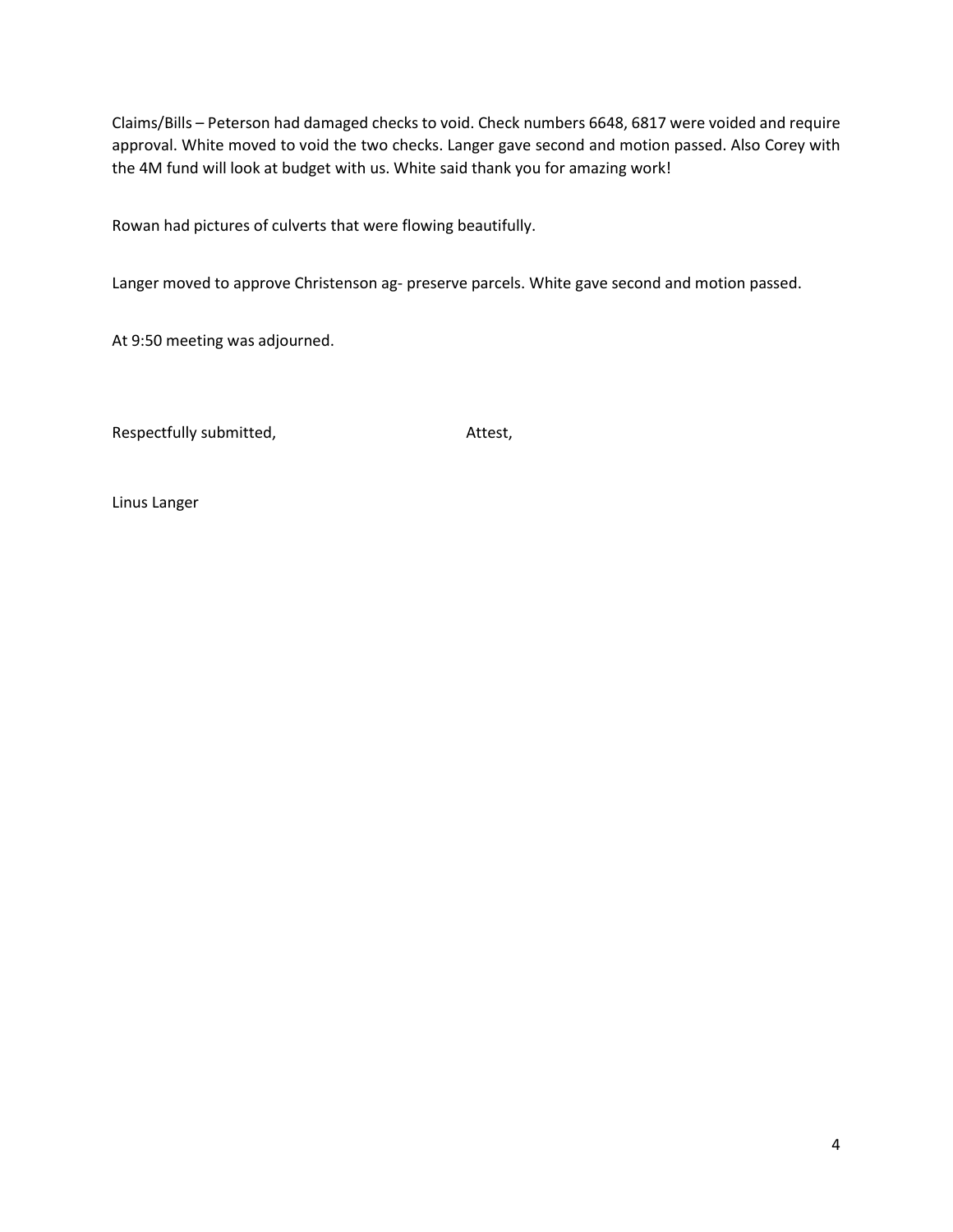Claims/Bills – Peterson had damaged checks to void. Check numbers 6648, 6817 were voided and require approval. White moved to void the two checks. Langer gave second and motion passed. Also Corey with the 4M fund will look at budget with us. White said thank you for amazing work!

Rowan had pictures of culverts that were flowing beautifully.

Langer moved to approve Christenson ag- preserve parcels. White gave second and motion passed.

At 9:50 meeting was adjourned.

Respectfully submitted, Attest,

Linus Langer